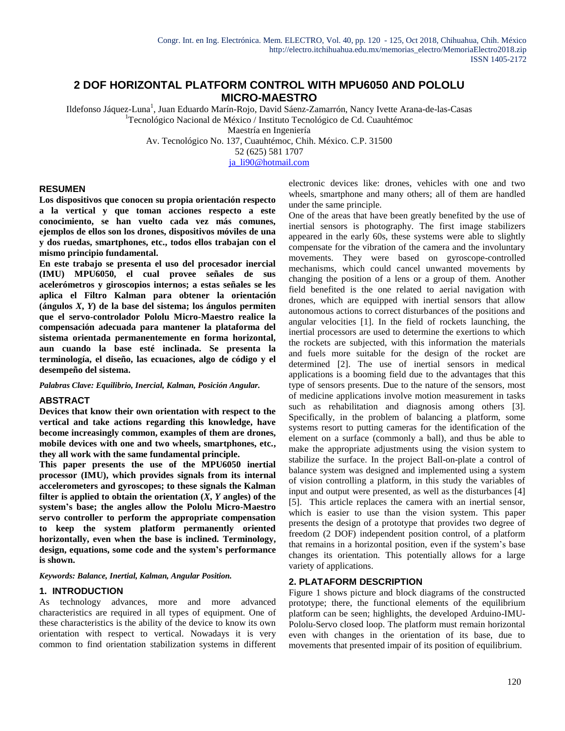# 2 DOF HORIZONTAL PLATFORM CONTROL WITH MPU6050 AND POLOLU MICRO-MAESTRO

Ildefonso Jáquez-Luna[1], Juan Eduardo Marín-Rojo, David Sáenz-Zamarrón, Nancy Ivette Arana-de-las-Casas
[1]Tecnológico Nacional de México / Instituto Tecnológico de Cd. Cuauhtémoc
Maestría en Ingeniería
Av. Tecnológico No. 137, Cuauhtémoc, Chih. México. C.P. 31500
52 (625) 581 1707
ja_li90@hotmail.com

## RESUMEN

**Los dispositivos que conocen su propia orientación respecto a la vertical y que toman acciones respecto a este conocimiento, se han vuelto cada vez más comunes, ejemplos de ellos son los drones, dispositivos móviles de una y dos ruedas, smartphones, etc., todos ellos trabajan con el mismo principio fundamental.**

**En este trabajo se presenta el uso del procesador inercial (IMU) MPU6050, el cual provee señales de sus acelerómetros y giroscopios internos; a estas señales se les aplica el Filtro Kalman para obtener la orientación (ángulos *X*, *Y*) de la base del sistema; los ángulos permiten que el servo-controlador Pololu Micro-Maestro realice la compensación adecuada para mantener la plataforma del sistema orientada permanentemente en forma horizontal, aun cuando la base esté inclinada. Se presenta la terminología, el diseño, las ecuaciones, algo de código y el desempeño del sistema.**

***Palabras Clave: Equilibrio, Inercial, Kalman, Posición Angular.***

## ABSTRACT

**Devices that know their own orientation with respect to the vertical and take actions regarding this knowledge, have become increasingly common, examples of them are drones, mobile devices with one and two wheels, smartphones, etc., they all work with the same fundamental principle.**

**This paper presents the use of the MPU6050 inertial processor (IMU), which provides signals from its internal accelerometers and gyroscopes; to these signals the Kalman filter is applied to obtain the orientation (*X*, *Y* angles) of the system's base; the angles allow the Pololu Micro-Maestro servo controller to perform the appropriate compensation to keep the system platform permanently oriented horizontally, even when the base is inclined. Terminology, design, equations, some code and the system's performance is shown.**

***Keywords: Balance, Inertial, Kalman, Angular Position.***

## 1. INTRODUCTION

As technology advances, more and more advanced characteristics are required in all types of equipment. One of these characteristics is the ability of the device to know its own orientation with respect to vertical. Nowadays it is very common to find orientation stabilization systems in different electronic devices like: drones, vehicles with one and two wheels, smartphone and many others; all of them are handled under the same principle.

One of the areas that have been greatly benefited by the use of inertial sensors is photography. The first image stabilizers appeared in the early 60s, these systems were able to slightly compensate for the vibration of the camera and the involuntary movements. They were based on gyroscope-controlled mechanisms, which could cancel unwanted movements by changing the position of a lens or a group of them. Another field benefited is the one related to aerial navigation with drones, which are equipped with inertial sensors that allow autonomous actions to correct disturbances of the positions and angular velocities [1]. In the field of rockets launching, the inertial processors are used to determine the exertions to which the rockets are subjected, with this information the materials and fuels more suitable for the design of the rocket are determined [2]. The use of inertial sensors in medical applications is a booming field due to the advantages that this type of sensors presents. Due to the nature of the sensors, most of medicine applications involve motion measurement in tasks such as rehabilitation and diagnosis among others [3]. Specifically, in the problem of balancing a platform, some systems resort to putting cameras for the identification of the element on a surface (commonly a ball), and thus be able to make the appropriate adjustments using the vision system to stabilize the surface. In the project Ball-on-plate a control of balance system was designed and implemented using a system of vision controlling a platform, in this study the variables of input and output were presented, as well as the disturbances [4] [5]. This article replaces the camera with an inertial sensor, which is easier to use than the vision system. This paper presents the design of a prototype that provides two degree of freedom (2 DOF) independent position control, of a platform that remains in a horizontal position, even if the system's base changes its orientation. This potentially allows for a large variety of applications.

## 2. PLATAFORM DESCRIPTION

Figure 1 shows picture and block diagrams of the constructed prototype; there, the functional elements of the equilibrium platform can be seen; highlights, the developed Arduino-IMU-Pololu-Servo closed loop. The platform must remain horizontal even with changes in the orientation of its base, due to movements that presented impair of its position of equilibrium.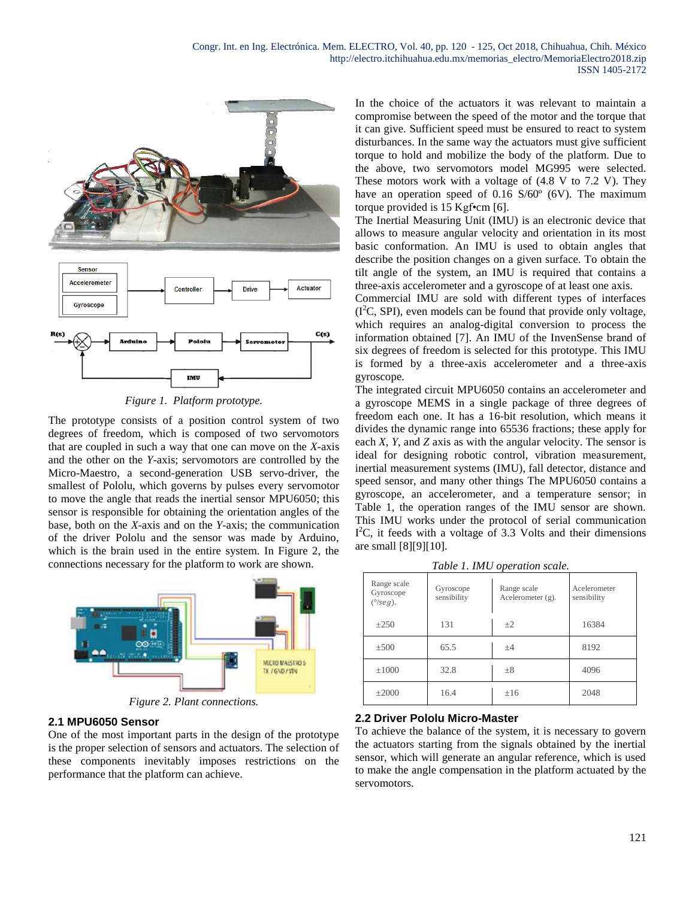*Figure 1. Platform prototype.*

The prototype consists of a position control system of two degrees of freedom, which is composed of two servomotors that are coupled in such a way that one can move on the *X*-axis and the other on the *Y*-axis; servomotors are controlled by the Micro-Maestro, a second-generation USB servo-driver, the smallest of Pololu, which governs by pulses every servomotor to move the angle that reads the inertial sensor MPU6050; this sensor is responsible for obtaining the orientation angles of the base, both on the *X*-axis and on the *Y*-axis; the communication of the driver Pololu and the sensor was made by Arduino, which is the brain used in the entire system. In Figure 2, the connections necessary for the platform to work are shown.

*Figure 2. Plant connections.*

### 2.1 MPU6050 Sensor

One of the most important parts in the design of the prototype is the proper selection of sensors and actuators. The selection of these components inevitably imposes restrictions on the performance that the platform can achieve.

In the choice of the actuators it was relevant to maintain a compromise between the speed of the motor and the torque that it can give. Sufficient speed must be ensured to react to system disturbances. In the same way the actuators must give sufficient torque to hold and mobilize the body of the platform. Due to the above, two servomotors model MG995 were selected. These motors work with a voltage of (4.8 V to 7.2 V). They have an operation speed of 0.16 S/60º (6V). The maximum torque provided is 15 Kgf•cm [6].

The Inertial Measuring Unit (IMU) is an electronic device that allows to measure angular velocity and orientation in its most basic conformation. An IMU is used to obtain angles that describe the position changes on a given surface. To obtain the tilt angle of the system, an IMU is required that contains a three-axis accelerometer and a gyroscope of at least one axis.

Commercial IMU are sold with different types of interfaces ($I^2C$, SPI), even models can be found that provide only voltage, which requires an analog-digital conversion to process the information obtained [7]. An IMU of the InvenSense brand of six degrees of freedom is selected for this prototype. This IMU is formed by a three-axis accelerometer and a three-axis gyroscope.

The integrated circuit MPU6050 contains an accelerometer and a gyroscope MEMS in a single package of three degrees of freedom each one. It has a 16-bit resolution, which means it divides the dynamic range into 65536 fractions; these apply for each *X*, *Y*, and *Z* axis as with the angular velocity. The sensor is ideal for designing robotic control, vibration measurement, inertial measurement systems (IMU), fall detector, distance and speed sensor, and many other things The MPU6050 contains a gyroscope, an accelerometer, and a temperature sensor; in Table 1, the operation ranges of the IMU sensor are shown. This IMU works under the protocol of serial communication $I^2C$, it feeds with a voltage of 3.3 Volts and their dimensions are small [8][9][10].

*Table 1. IMU operation scale.*

| Range scale Gyroscope (°/*seg*). | Gyroscope sensibility | Range scale Acelerometer (g). | Accelerometer sensibility |
|---|---|---|---|
| ±250 | 131 | ±2 | 16384 |
| ±500 | 65.5 | ±4 | 8192 |
| ±1000 | 32.8 | ±8 | 4096 |
| ±2000 | 16.4 | ±16 | 2048 |

### 2.2 Driver Pololu Micro-Master

To achieve the balance of the system, it is necessary to govern the actuators starting from the signals obtained by the inertial sensor, which will generate an angular reference, which is used to make the angle compensation in the platform actuated by the servomotors.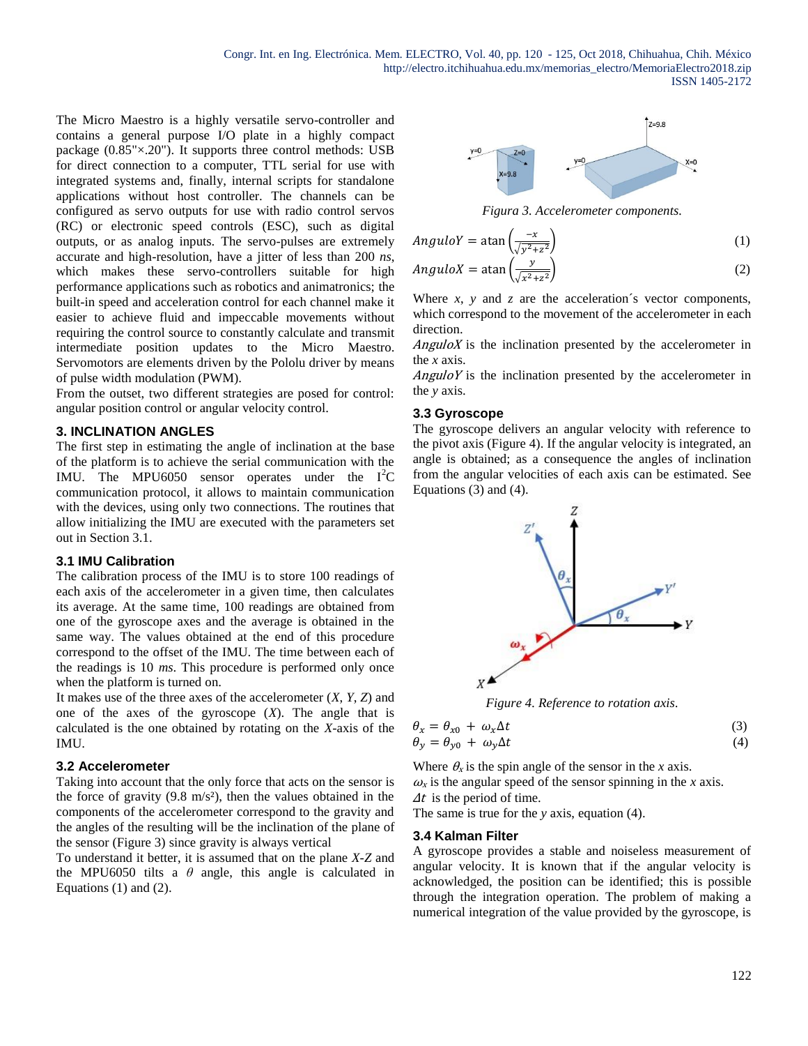The Micro Maestro is a highly versatile servo-controller and contains a general purpose I/O plate in a highly compact package (0.85"×.20"). It supports three control methods: USB for direct connection to a computer, TTL serial for use with integrated systems and, finally, internal scripts for standalone applications without host controller. The channels can be configured as servo outputs for use with radio control servos (RC) or electronic speed controls (ESC), such as digital outputs, or as analog inputs. The servo-pulses are extremely accurate and high-resolution, have a jitter of less than 200 *ns*, which makes these servo-controllers suitable for high performance applications such as robotics and animatronics; the built-in speed and acceleration control for each channel make it easier to achieve fluid and impeccable movements without requiring the control source to constantly calculate and transmit intermediate position updates to the Micro Maestro. Servomotors are elements driven by the Pololu driver by means of pulse width modulation (PWM).

From the outset, two different strategies are posed for control: angular position control or angular velocity control.

## 3. INCLINATION ANGLES

The first step in estimating the angle of inclination at the base of the platform is to achieve the serial communication with the IMU. The MPU6050 sensor operates under the $I^2C$ communication protocol, it allows to maintain communication with the devices, using only two connections. The routines that allow initializing the IMU are executed with the parameters set out in Section 3.1.

### 3.1 IMU Calibration

The calibration process of the IMU is to store 100 readings of each axis of the accelerometer in a given time, then calculates its average. At the same time, 100 readings are obtained from one of the gyroscope axes and the average is obtained in the same way. The values obtained at the end of this procedure correspond to the offset of the IMU. The time between each of the readings is 10 *ms*. This procedure is performed only once when the platform is turned on.

It makes use of the three axes of the accelerometer ($X$, $Y$, $Z$) and one of the axes of the gyroscope ($X$). The angle that is calculated is the one obtained by rotating on the $X$-axis of the IMU.

### 3.2 Accelerometer

Taking into account that the only force that acts on the sensor is the force of gravity (9.8 m/s²), then the values obtained in the components of the accelerometer correspond to the gravity and the angles of the resulting will be the inclination of the plane of the sensor (Figure 3) since gravity is always vertical

To understand it better, it is assumed that on the plane $X$-$Z$ and the MPU6050 tilts a $\theta$ angle, this angle is calculated in Equations (1) and (2).

*Figura 3. Accelerometer components.*

$$AnguloY = \operatorname{atan}\left(\frac{-x}{\sqrt{y^2+z^2}}\right) \tag{1}$$

$$AnguloX = \operatorname{atan}\left(\frac{y}{\sqrt{x^2+z^2}}\right) \tag{2}$$

Where $x$, $y$ and $z$ are the acceleration´s vector components, which correspond to the movement of the accelerometer in each direction.

$AnguloX$ is the inclination presented by the accelerometer in the $x$ axis.

$AnguloY$ is the inclination presented by the accelerometer in the $y$ axis.

### 3.3 Gyroscope

The gyroscope delivers an angular velocity with reference to the pivot axis (Figure 4). If the angular velocity is integrated, an angle is obtained; as a consequence the angles of inclination from the angular velocities of each axis can be estimated. See Equations (3) and (4).

*Figure 4. Reference to rotation axis.*

$$\theta_x = \theta_{x0} + \omega_x \Delta t \tag{3}$$

$$\theta_y = \theta_{y0} + \omega_y \Delta t \tag{4}$$

Where $\theta_x$ is the spin angle of the sensor in the $x$ axis.

$\omega_x$ is the angular speed of the sensor spinning in the $x$ axis.

$\Delta t$ is the period of time.

The same is true for the $y$ axis, equation (4).

### 3.4 Kalman Filter

A gyroscope provides a stable and noiseless measurement of angular velocity. It is known that if the angular velocity is acknowledged, the position can be identified; this is possible through the integration operation. The problem of making a numerical integration of the value provided by the gyroscope, is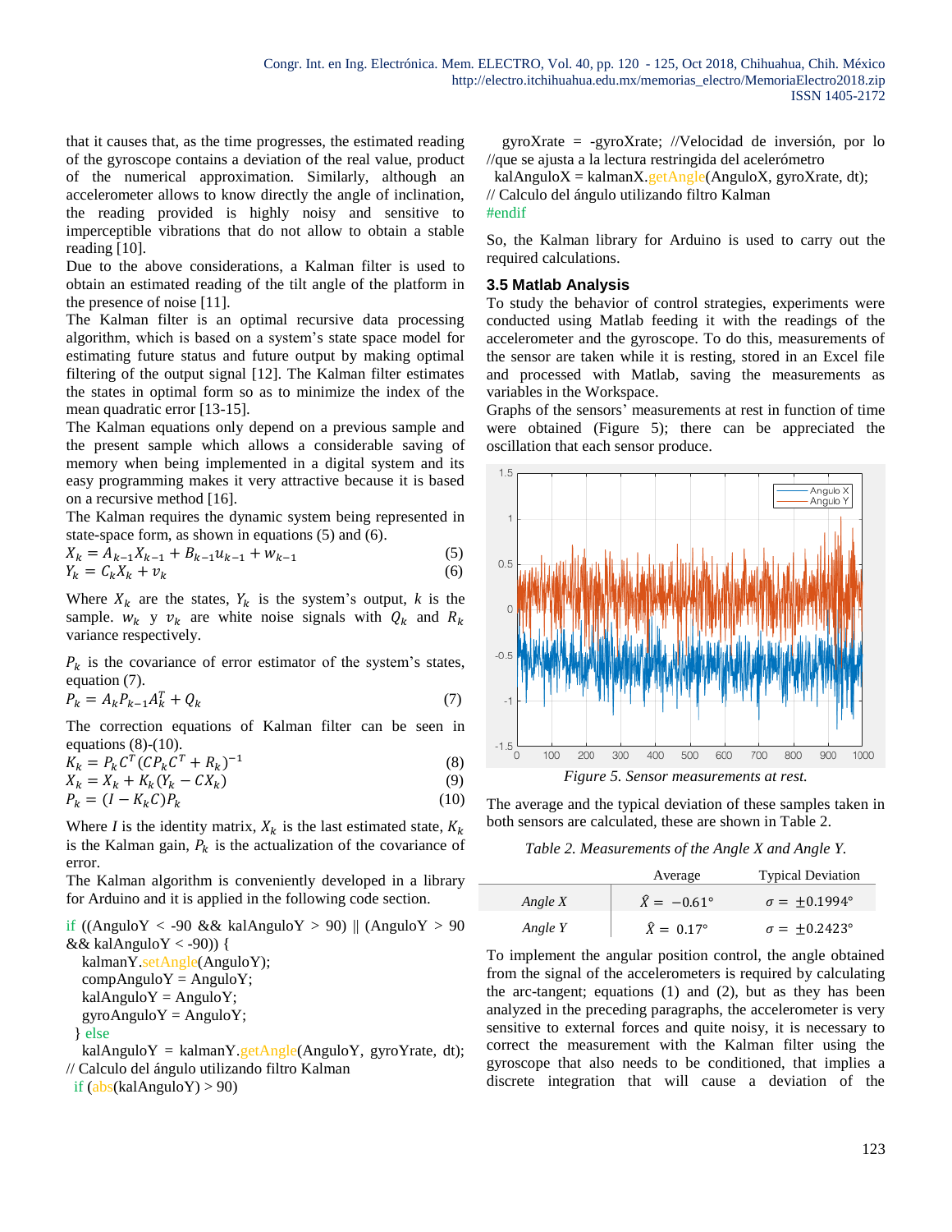that it causes that, as the time progresses, the estimated reading of the gyroscope contains a deviation of the real value, product of the numerical approximation. Similarly, although an accelerometer allows to know directly the angle of inclination, the reading provided is highly noisy and sensitive to imperceptible vibrations that do not allow to obtain a stable reading [10].

Due to the above considerations, a Kalman filter is used to obtain an estimated reading of the tilt angle of the platform in the presence of noise [11].

The Kalman filter is an optimal recursive data processing algorithm, which is based on a system's state space model for estimating future status and future output by making optimal filtering of the output signal [12]. The Kalman filter estimates the states in optimal form so as to minimize the index of the mean quadratic error [13-15].

The Kalman equations only depend on a previous sample and the present sample which allows a considerable saving of memory when being implemented in a digital system and its easy programming makes it very attractive because it is based on a recursive method [16].

The Kalman requires the dynamic system being represented in state-space form, as shown in equations (5) and (6).

$$X_k = A_{k-1}X_{k-1} + B_{k-1}u_{k-1} + w_{k-1} \tag{5}$$

$$Y_k = C_k X_k + v_k \tag{6}$$

Where $X_k$ are the states, $Y_k$ is the system's output, $k$ is the sample. $w_k$ y $v_k$ are white noise signals with $Q_k$ and $R_k$ variance respectively.

$P_k$ is the covariance of error estimator of the system's states, equation (7).

$$P_k = A_k P_{k-1} A_k^T + Q_k \tag{7}$$

The correction equations of Kalman filter can be seen in equations (8)-(10).

$$K_k = P_k C^T (C P_k C^T + R_k)^{-1} \tag{8}$$

$$X_k = X_k + K_k(Y_k - C X_k) \tag{9}$$

$$P_k = (I - K_k C) P_k \tag{10}$$

Where $I$ is the identity matrix, $X_k$ is the last estimated state, $K_k$ is the Kalman gain, $P_k$ is the actualization of the covariance of error.

The Kalman algorithm is conveniently developed in a library for Arduino and it is applied in the following code section.

```
if ((AnguloY < -90 && kalAnguloY > 90) || (AnguloY > 90 && kalAnguloY < -90)) {
  kalmanY.setAngle(AnguloY);
  compAnguloY = AnguloY;
  kalAnguloY = AnguloY;
  gyroAnguloY = AnguloY;
 } else
  kalAnguloY = kalmanY.getAngle(AnguloY, gyroYrate, dt);
// Calculo del ángulo utilizando filtro Kalman
 if (abs(kalAnguloY) > 90)
  gyroXrate = -gyroXrate; //Velocidad de inversión, por lo
//que se ajusta a la lectura restringida del acelerómetro
 kalAnguloX = kalmanX.getAngle(AnguloX, gyroXrate, dt);
// Calculo del ángulo utilizando filtro Kalman
#endif
```

So, the Kalman library for Arduino is used to carry out the required calculations.

### 3.5 Matlab Analysis

To study the behavior of control strategies, experiments were conducted using Matlab feeding it with the readings of the accelerometer and the gyroscope. To do this, measurements of the sensor are taken while it is resting, stored in an Excel file and processed with Matlab, saving the measurements as variables in the Workspace.

Graphs of the sensors' measurements at rest in function of time were obtained (Figure 5); there can be appreciated the oscillation that each sensor produce.

*Figure 5. Sensor measurements at rest.*

The average and the typical deviation of these samples taken in both sensors are calculated, these are shown in Table 2.

*Table 2. Measurements of the Angle X and Angle Y.*

| | Average | Typical Deviation |
|---|---|---|
| *Angle X* | $\hat{X} = -0.61°$ | $\sigma = \pm 0.1994°$ |
| *Angle Y* | $\hat{X} = 0.17°$ | $\sigma = \pm 0.2423°$ |

To implement the angular position control, the angle obtained from the signal of the accelerometers is required by calculating the arc-tangent; equations (1) and (2), but as they has been analyzed in the preceding paragraphs, the accelerometer is very sensitive to external forces and quite noisy, it is necessary to correct the measurement with the Kalman filter using the gyroscope that also needs to be conditioned, that implies a discrete integration that will cause a deviation of the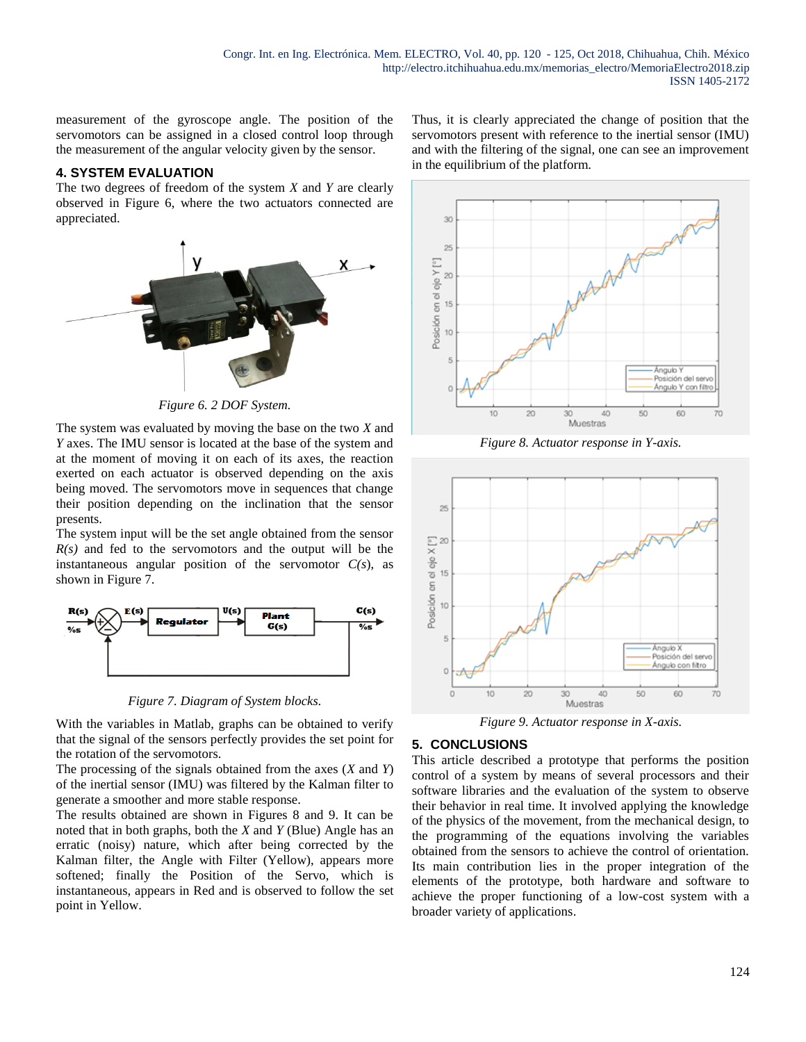measurement of the gyroscope angle. The position of the servomotors can be assigned in a closed control loop through the measurement of the angular velocity given by the sensor.

## 4. SYSTEM EVALUATION

The two degrees of freedom of the system *X* and *Y* are clearly observed in Figure 6, where the two actuators connected are appreciated.

*Figure 6. 2 DOF System.*

The system was evaluated by moving the base on the two *X* and *Y* axes. The IMU sensor is located at the base of the system and at the moment of moving it on each of its axes, the reaction exerted on each actuator is observed depending on the axis being moved. The servomotors move in sequences that change their position depending on the inclination that the sensor presents.

The system input will be the set angle obtained from the sensor *R(s)* and fed to the servomotors and the output will be the instantaneous angular position of the servomotor *C(s)*, as shown in Figure 7.

*Figure 7. Diagram of System blocks.*

With the variables in Matlab, graphs can be obtained to verify that the signal of the sensors perfectly provides the set point for the rotation of the servomotors.

The processing of the signals obtained from the axes (*X* and *Y*) of the inertial sensor (IMU) was filtered by the Kalman filter to generate a smoother and more stable response.

The results obtained are shown in Figures 8 and 9. It can be noted that in both graphs, both the *X* and *Y* (Blue) Angle has an erratic (noisy) nature, which after being corrected by the Kalman filter, the Angle with Filter (Yellow), appears more softened; finally the Position of the Servo, which is instantaneous, appears in Red and is observed to follow the set point in Yellow.

Thus, it is clearly appreciated the change of position that the servomotors present with reference to the inertial sensor (IMU) and with the filtering of the signal, one can see an improvement in the equilibrium of the platform.

*Figure 8. Actuator response in Y-axis.*

*Figure 9. Actuator response in X-axis.*

## 5. CONCLUSIONS

This article described a prototype that performs the position control of a system by means of several processors and their software libraries and the evaluation of the system to observe their behavior in real time. It involved applying the knowledge of the physics of the movement, from the mechanical design, to the programming of the equations involving the variables obtained from the sensors to achieve the control of orientation. Its main contribution lies in the proper integration of the elements of the prototype, both hardware and software to achieve the proper functioning of a low-cost system with a broader variety of applications.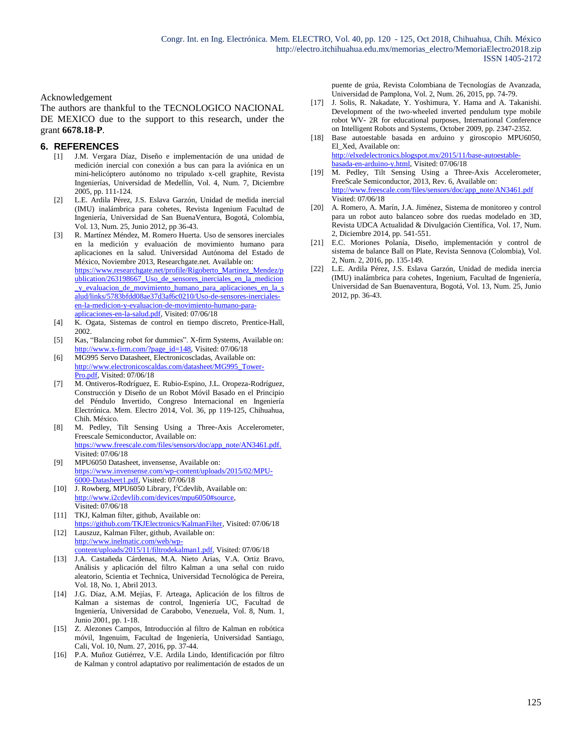Acknowledgement

The authors are thankful to the TECNOLOGICO NACIONAL DE MEXICO due to the support to this research, under the grant **6678.18-P**.

## 6. REFERENCES

[1] J.M. Vergara Díaz, Diseño e implementación de una unidad de medición inercial con conexión a bus can para la aviónica en un mini-helicóptero autónomo no tripulado x-cell graphite, Revista Ingenierías, Universidad de Medellín, Vol. 4, Num. 7, Diciembre 2005, pp. 111-124.

[2] L.E. Ardila Pérez, J.S. Eslava Garzón, Unidad de medida inercial (IMU) inalámbrica para cohetes, Revista Ingenium Facultad de Ingeniería, Universidad de San BuenaVentura, Bogotá, Colombia, Vol. 13, Num. 25, Junio 2012, pp 36-43.

[3] R. Martínez Méndez, M. Romero Huerta. Uso de sensores inerciales en la medición y evaluación de movimiento humano para aplicaciones en la salud. Universidad Autónoma del Estado de México, Noviembre 2013, Researchgate.net. Available on: https://www.researchgate.net/profile/Rigoberto_Martinez_Mendez/publication/263198667_Uso_de_sensores_inerciales_en_la_medicion_y_evaluacion_de_movimiento_humano_para_aplicaciones_en_la_salud/links/5783bfdd08ae37d3af6c0210/Uso-de-sensores-inerciales-en-la-medicion-y-evaluacion-de-movimiento-humano-para-aplicaciones-en-la-salud.pdf, Visited: 07/06/18

[4] K. Ogata, Sistemas de control en tiempo discreto, Prentice-Hall, 2002.

[5] Kas, "Balancing robot for dummies". X-firm Systems, Available on: http://www.x-firm.com/?page_id=148, Visited: 07/06/18

[6] MG995 Servo Datasheet, Electronicoscladas, Available on: http://www.electronicoscaldas.com/datasheet/MG995_Tower-Pro.pdf, Visited: 07/06/18

[7] M. Ontiveros-Rodríguez, E. Rubio-Espino, J.L. Oropeza-Rodríguez, Construcción y Diseño de un Robot Móvil Basado en el Principio del Péndulo Invertido, Congreso Internacional en Ingeniería Electrónica. Mem. Electro 2014, Vol. 36, pp 119-125, Chihuahua, Chih. México.

[8] M. Pedley, Tilt Sensing Using a Three-Axis Accelerometer, Freescale Semiconductor, Available on: https://www.freescale.com/files/sensors/doc/app_note/AN3461.pdf. Visited: 07/06/18

[9] MPU6050 Datasheet, invensense, Available on: https://www.invensense.com/wp-content/uploads/2015/02/MPU-6000-Datasheet1.pdf, Visited: 07/06/18

[10] J. Rowberg, MPU6050 Library, I$^2$Cdevlib, Available on: http://www.i2cdevlib.com/devices/mpu6050#source, Visited: 07/06/18

[11] TKJ, Kalman filter, github, Available on: https://github.com/TKJElectronics/KalmanFilter, Visited: 07/06/18

[12] Lauszuz, Kalman Filter, github, Available on: http://www.inelmatic.com/web/wp-content/uploads/2015/11/filtrodekalman1.pdf, Visited: 07/06/18

[13] J.A. Castañeda Cárdenas, M.A. Nieto Arias, V.A. Ortiz Bravo, Análisis y aplicación del filtro Kalman a una señal con ruido aleatorio, Scientia et Technica, Universidad Tecnológica de Pereira, Vol. 18, No. 1, Abril 2013.

[14] J.G. Díaz, A.M. Mejías, F. Arteaga, Aplicación de los filtros de Kalman a sistemas de control, Ingeniería UC, Facultad de Ingeniería, Universidad de Carabobo, Venezuela, Vol. 8, Num. 1, Junio 2001, pp. 1-18.

[15] Z. Alezones Campos, Introducción al filtro de Kalman en robótica móvil, Ingenuim, Facultad de Ingeniería, Universidad Santiago, Cali, Vol. 10, Num. 27, 2016, pp. 37-44.

[16] P.A. Muñoz Gutiérrez, V.E. Ardila Lindo, Identificación por filtro de Kalman y control adaptativo por realimentación de estados de un puente de grúa, Revista Colombiana de Tecnologías de Avanzada, Universidad de Pamplona, Vol. 2, Num. 26, 2015, pp. 74-79.

[17] J. Solis, R. Nakadate, Y. Yoshimura, Y. Hama and A. Takanishi. Development of the two-wheeled inverted pendulum type mobile robot WV- 2R for educational purposes, International Conference on Intelligent Robots and Systems, October 2009, pp. 2347-2352.

[18] Base autoestable basada en arduino y giroscopio MPU6050, El_Xed, Available on: http://elxedelectronics.blogspot.mx/2015/11/base-autoestable-basada-en-arduino-y.html, Visited: 07/06/18

[19] M. Pedley, Tilt Sensing Using a Three-Axis Accelerometer, FreeScale Semiconductor, 2013, Rev. 6, Available on: http://www.freescale.com/files/sensors/doc/app_note/AN3461.pdf Visited: 07/06/18

[20] A. Romero, A. Marín, J.A. Jiménez, Sistema de monitoreo y control para un robot auto balanceo sobre dos ruedas modelado en 3D, Revista UDCA Actualidad & Divulgación Científica, Vol. 17, Num. 2, Diciembre 2014, pp. 541-551.

[21] E.C. Moriones Polanía, Diseño, implementación y control de sistema de balance Ball on Plate, Revista Sennova (Colombia), Vol. 2, Num. 2, 2016, pp. 135-149.

[22] L.E. Ardila Pérez, J.S. Eslava Garzón, Unidad de medida inercia (IMU) inalámbrica para cohetes, Ingenium, Facultad de Ingeniería, Universidad de San Buenaventura, Bogotá, Vol. 13, Num. 25, Junio 2012, pp. 36-43.